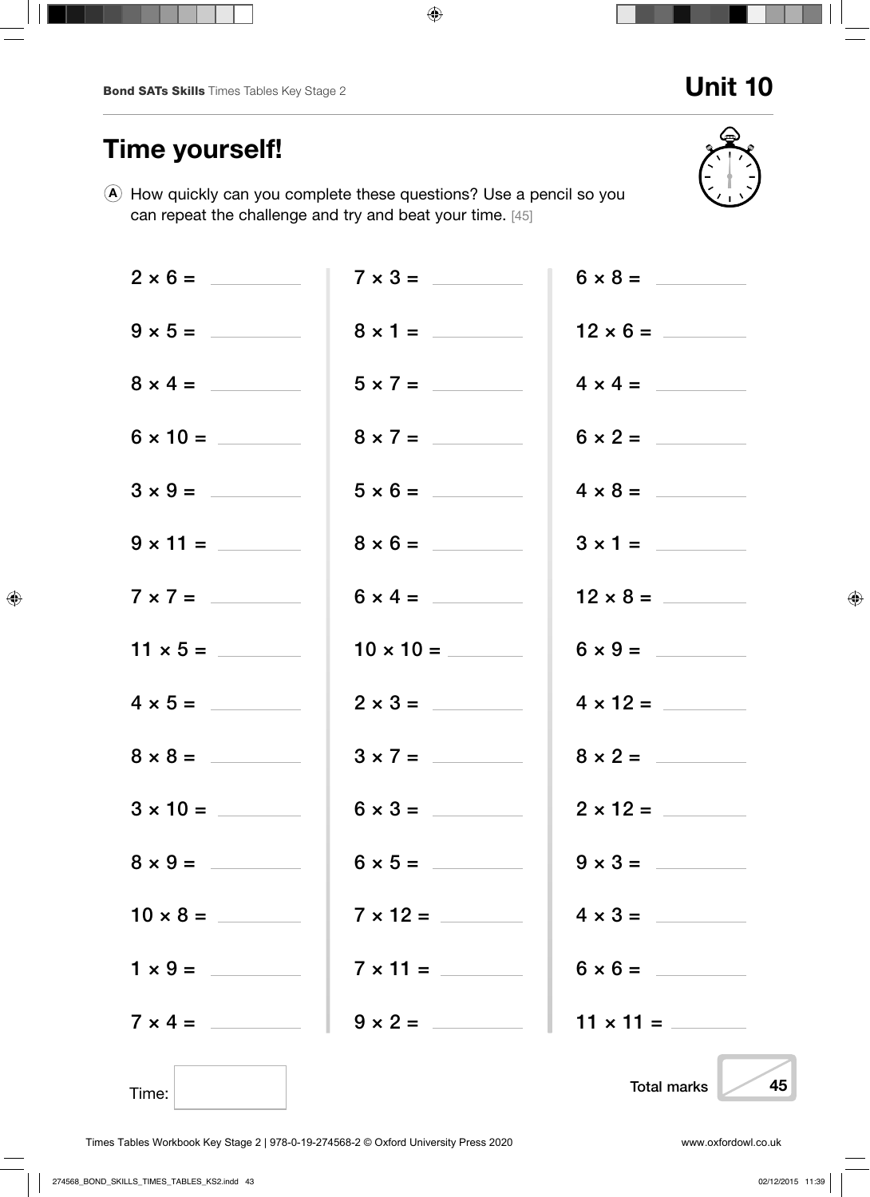# Unit 10

## Time yourself!

Ⓐ How quickly can you complete these questions? Use a pencil so you can repeat the challenge and try and beat your time. [45]

| | | |
|---|---|---|
| 2 × 6 = ______ | 7 × 3 = ______ | 6 × 8 = ______ |
| 9 × 5 = ______ | 8 × 1 = ______ | 12 × 6 = ______ |
| 8 × 4 = ______ | 5 × 7 = ______ | 4 × 4 = ______ |
| 6 × 10 = ______ | 8 × 7 = ______ | 6 × 2 = ______ |
| 3 × 9 = ______ | 5 × 6 = ______ | 4 × 8 = ______ |
| 9 × 11 = ______ | 8 × 6 = ______ | 3 × 1 = ______ |
| 7 × 7 = ______ | 6 × 4 = ______ | 12 × 8 = ______ |
| 11 × 5 = ______ | 10 × 10 = ______ | 6 × 9 = ______ |
| 4 × 5 = ______ | 2 × 3 = ______ | 4 × 12 = ______ |
| 8 × 8 = ______ | 3 × 7 = ______ | 8 × 2 = ______ |
| 3 × 10 = ______ | 6 × 3 = ______ | 2 × 12 = ______ |
| 8 × 9 = ______ | 6 × 5 = ______ | 9 × 3 = ______ |
| 10 × 8 = ______ | 7 × 12 = ______ | 4 × 3 = ______ |
| 1 × 9 = ______ | 7 × 11 = ______ | 6 × 6 = ______ |
| 7 × 4 = ______ | 9 × 2 = ______ | 11 × 11 = ______ |

Time: ______

Total marks ____ / 45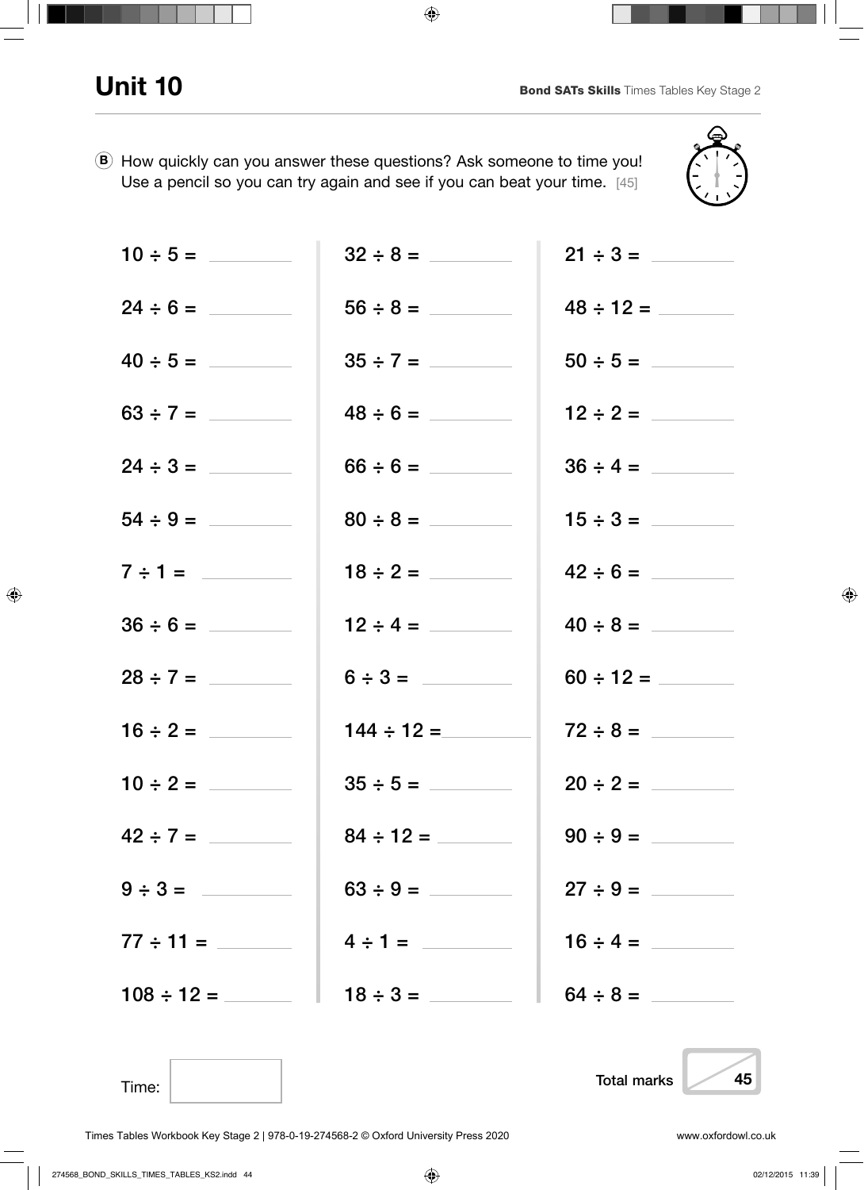# Unit 10

**B** How quickly can you answer these questions? Ask someone to time you! Use a pencil so you can try again and see if you can beat your time. [45]

| | | |
|---|---|---|
| $10 \div 5 =$ ______ | $32 \div 8 =$ ______ | $21 \div 3 =$ ______ |
| $24 \div 6 =$ ______ | $56 \div 8 =$ ______ | $48 \div 12 =$ ______ |
| $40 \div 5 =$ ______ | $35 \div 7 =$ ______ | $50 \div 5 =$ ______ |
| $63 \div 7 =$ ______ | $48 \div 6 =$ ______ | $12 \div 2 =$ ______ |
| $24 \div 3 =$ ______ | $66 \div 6 =$ ______ | $36 \div 4 =$ ______ |
| $54 \div 9 =$ ______ | $80 \div 8 =$ ______ | $15 \div 3 =$ ______ |
| $7 \div 1 =$ ______ | $18 \div 2 =$ ______ | $42 \div 6 =$ ______ |
| $36 \div 6 =$ ______ | $12 \div 4 =$ ______ | $40 \div 8 =$ ______ |
| $28 \div 7 =$ ______ | $6 \div 3 =$ ______ | $60 \div 12 =$ ______ |
| $16 \div 2 =$ ______ | $144 \div 12 =$ ______ | $72 \div 8 =$ ______ |
| $10 \div 2 =$ ______ | $35 \div 5 =$ ______ | $20 \div 2 =$ ______ |
| $42 \div 7 =$ ______ | $84 \div 12 =$ ______ | $90 \div 9 =$ ______ |
| $9 \div 3 =$ ______ | $63 \div 9 =$ ______ | $27 \div 9 =$ ______ |
| $77 \div 11 =$ ______ | $4 \div 1 =$ ______ | $16 \div 4 =$ ______ |
| $108 \div 12 =$ ______ | $18 \div 3 =$ ______ | $64 \div 8 =$ ______ |

Time: ______

Total marks ___ / 45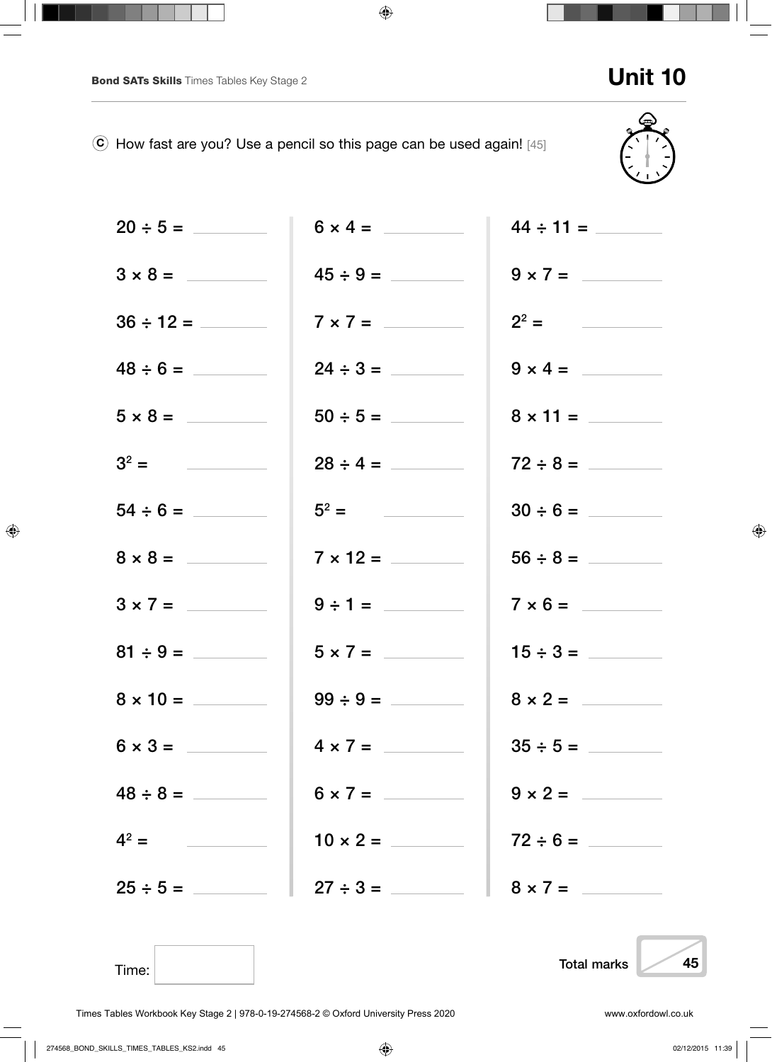# Unit 10

ⓒ How fast are you? Use a pencil so this page can be used again! [45]

| | | |
|---|---|---|
| $20 \div 5 =$ ______ | $6 \times 4 =$ ______ | $44 \div 11 =$ ______ |
| $3 \times 8 =$ ______ | $45 \div 9 =$ ______ | $9 \times 7 =$ ______ |
| $36 \div 12 =$ ______ | $7 \times 7 =$ ______ | $2^2 =$ ______ |
| $48 \div 6 =$ ______ | $24 \div 3 =$ ______ | $9 \times 4 =$ ______ |
| $5 \times 8 =$ ______ | $50 \div 5 =$ ______ | $8 \times 11 =$ ______ |
| $3^2 =$ ______ | $28 \div 4 =$ ______ | $72 \div 8 =$ ______ |
| $54 \div 6 =$ ______ | $5^2 =$ ______ | $30 \div 6 =$ ______ |
| $8 \times 8 =$ ______ | $7 \times 12 =$ ______ | $56 \div 8 =$ ______ |
| $3 \times 7 =$ ______ | $9 \div 1 =$ ______ | $7 \times 6 =$ ______ |
| $81 \div 9 =$ ______ | $5 \times 7 =$ ______ | $15 \div 3 =$ ______ |
| $8 \times 10 =$ ______ | $99 \div 9 =$ ______ | $8 \times 2 =$ ______ |
| $6 \times 3 =$ ______ | $4 \times 7 =$ ______ | $35 \div 5 =$ ______ |
| $48 \div 8 =$ ______ | $6 \times 7 =$ ______ | $9 \times 2 =$ ______ |
| $4^2 =$ ______ | $10 \times 2 =$ ______ | $72 \div 6 =$ ______ |
| $25 \div 5 =$ ______ | $27 \div 3 =$ ______ | $8 \times 7 =$ ______ |

Time:

Total marks /45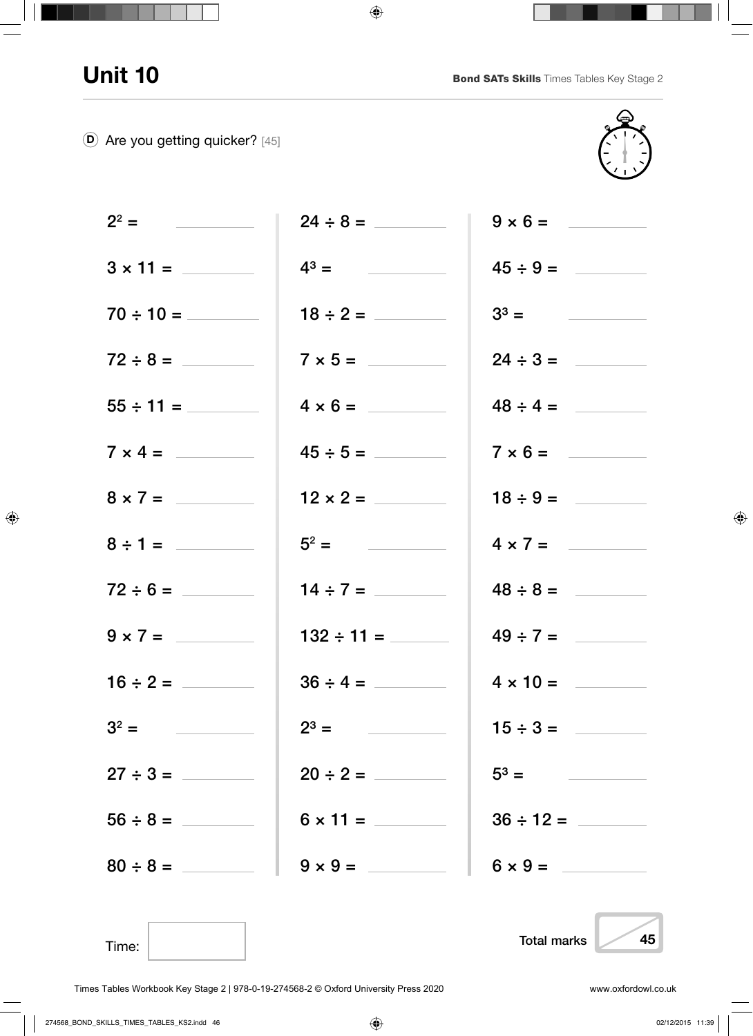# Unit 10

**D** Are you getting quicker? [45]

| | | |
|---|---|---|
| $2^2$ = ______ | 24 ÷ 8 = ______ | 9 × 6 = ______ |
| 3 × 11 = ______ | $4^3$ = ______ | 45 ÷ 9 = ______ |
| 70 ÷ 10 = ______ | 18 ÷ 2 = ______ | $3^3$ = ______ |
| 72 ÷ 8 = ______ | 7 × 5 = ______ | 24 ÷ 3 = ______ |
| 55 ÷ 11 = ______ | 4 × 6 = ______ | 48 ÷ 4 = ______ |
| 7 × 4 = ______ | 45 ÷ 5 = ______ | 7 × 6 = ______ |
| 8 × 7 = ______ | 12 × 2 = ______ | 18 ÷ 9 = ______ |
| 8 ÷ 1 = ______ | $5^2$ = ______ | 4 × 7 = ______ |
| 72 ÷ 6 = ______ | 14 ÷ 7 = ______ | 48 ÷ 8 = ______ |
| 9 × 7 = ______ | 132 ÷ 11 = ______ | 49 ÷ 7 = ______ |
| 16 ÷ 2 = ______ | 36 ÷ 4 = ______ | 4 × 10 = ______ |
| $3^2$ = ______ | $2^3$ = ______ | 15 ÷ 3 = ______ |
| 27 ÷ 3 = ______ | 20 ÷ 2 = ______ | $5^3$ = ______ |
| 56 ÷ 8 = ______ | 6 × 11 = ______ | 36 ÷ 12 = ______ |
| 80 ÷ 8 = ______ | 9 × 9 = ______ | 6 × 9 = ______ |

Time: ______

Total marks ___ / 45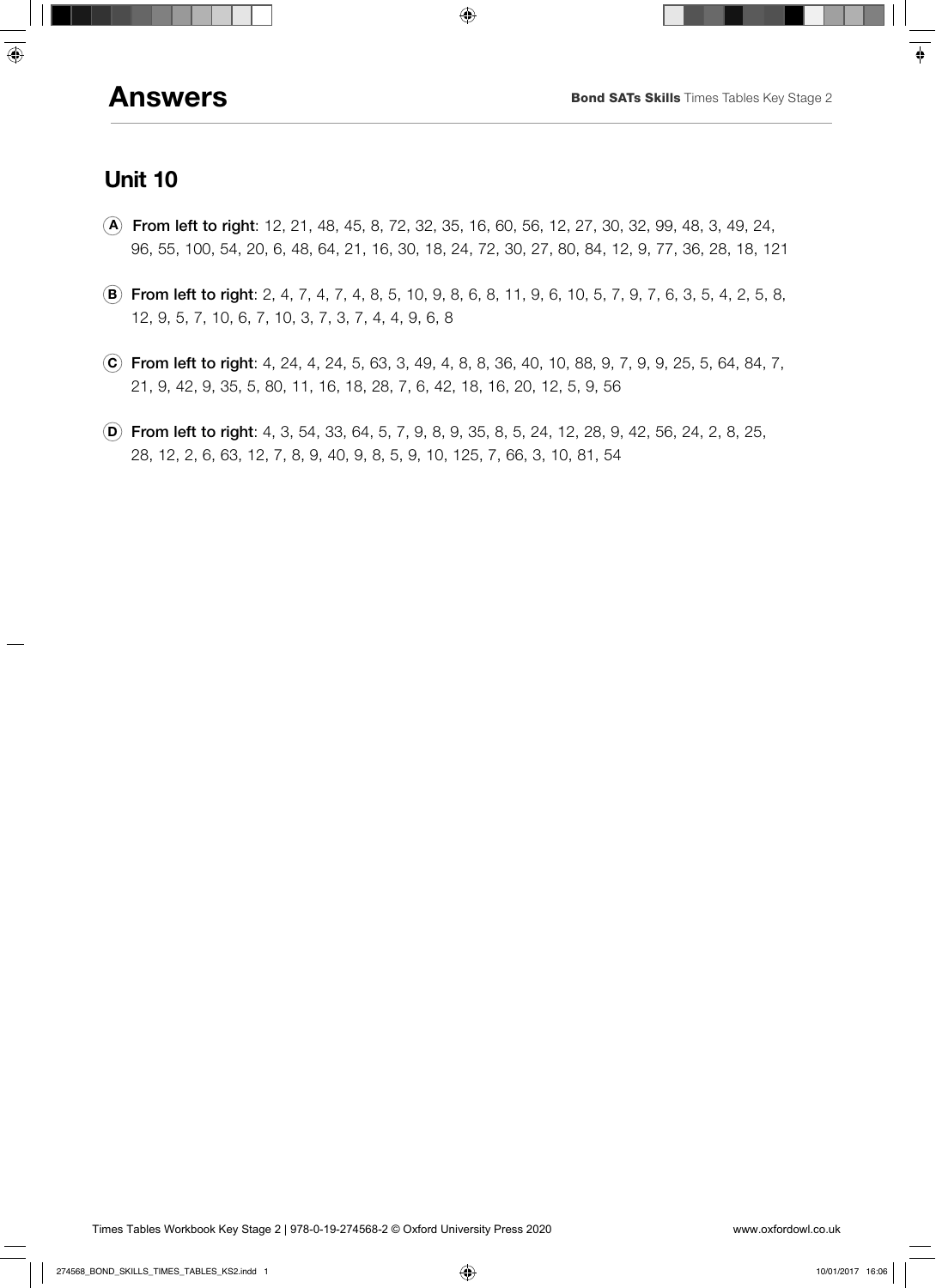# Answers

## Unit 10

**A** **From left to right**: 12, 21, 48, 45, 8, 72, 32, 35, 16, 60, 56, 12, 27, 30, 32, 99, 48, 3, 49, 24, 96, 55, 100, 54, 20, 6, 48, 64, 21, 16, 30, 18, 24, 72, 30, 27, 80, 84, 12, 9, 77, 36, 28, 18, 121

**B** **From left to right**: 2, 4, 7, 4, 7, 4, 8, 5, 10, 9, 8, 6, 8, 11, 9, 6, 10, 5, 7, 9, 7, 6, 3, 5, 4, 2, 5, 8, 12, 9, 5, 7, 10, 6, 7, 10, 3, 7, 3, 7, 4, 4, 9, 6, 8

**C** **From left to right**: 4, 24, 4, 24, 5, 63, 3, 49, 4, 8, 8, 36, 40, 10, 88, 9, 7, 9, 9, 25, 5, 64, 84, 7, 21, 9, 42, 9, 35, 5, 80, 11, 16, 18, 28, 7, 6, 42, 18, 16, 20, 12, 5, 9, 56

**D** **From left to right**: 4, 3, 54, 33, 64, 5, 7, 9, 8, 9, 35, 8, 5, 24, 12, 28, 9, 42, 56, 24, 2, 8, 25, 28, 12, 2, 6, 63, 12, 7, 8, 9, 40, 9, 8, 5, 9, 10, 125, 7, 66, 3, 10, 81, 54